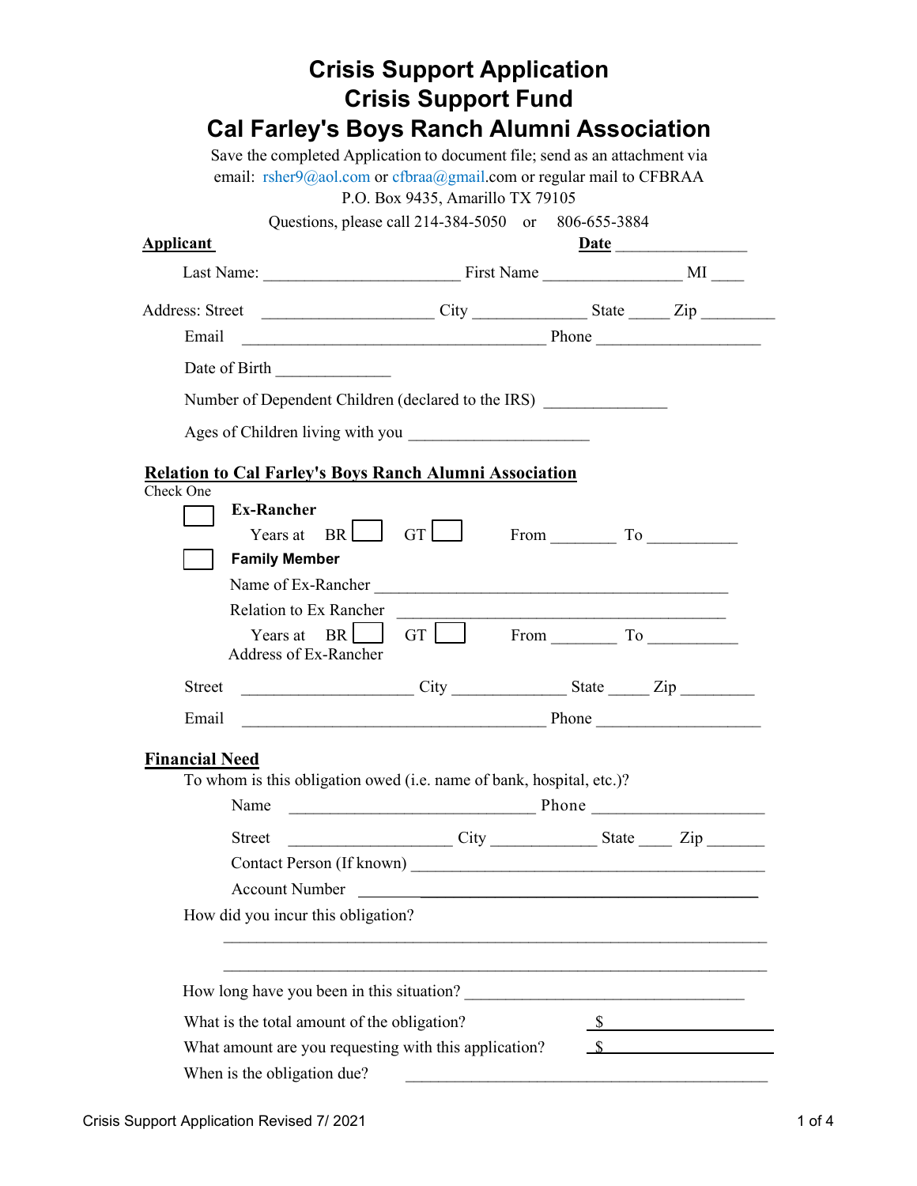# Crisis Support Application
# Crisis Support Fund
# Cal Farley's Boys Ranch Alumni Association

Save the completed Application to document file; send as an attachment via email: rsher9@aol.com or cfbraa@gmail.com or regular mail to CFBRAA P.O. Box 9435, Amarillo TX 79105

Questions, please call 214-384-5050 or 806-655-3884

**Applicant** **Date** _______________

Last Name: ______________________ First Name ________________ MI ____

Address: Street ____________________ City _____________ State _____ Zip _________

Email ___________________________________ Phone ___________________

Date of Birth _____________

Number of Dependent Children (declared to the IRS) ______________

Ages of Children living with you ____________________

**Relation to Cal Farley's Boys Ranch Alumni Association**

Check One

☐ **Ex-Rancher**

Years at BR ☐ GT ☐ From ________ To ___________

☐ **Family Member**

Name of Ex-Rancher __________________________________________

Relation to Ex Rancher ______________________________________

Years at BR ☐ GT ☐ From ________ To ___________

Address of Ex-Rancher

Street ____________________ City _____________ State _____ Zip _________

Email ___________________________________ Phone ___________________

**Financial Need**

To whom is this obligation owed (i.e. name of bank, hospital, etc.)?

Name _____________________________ Phone ____________________

Street ____________________ City ____________ State ____ Zip _______

Contact Person (If known) __________________________________________

Account Number __________________________________________

How did you incur this obligation?

_______________________________________________________________

_______________________________________________________________

How long have you been in this situation? ________________________________

What is the total amount of the obligation? $ ____________________

What amount are you requesting with this application? $ ____________________

When is the obligation due? ___________________________________________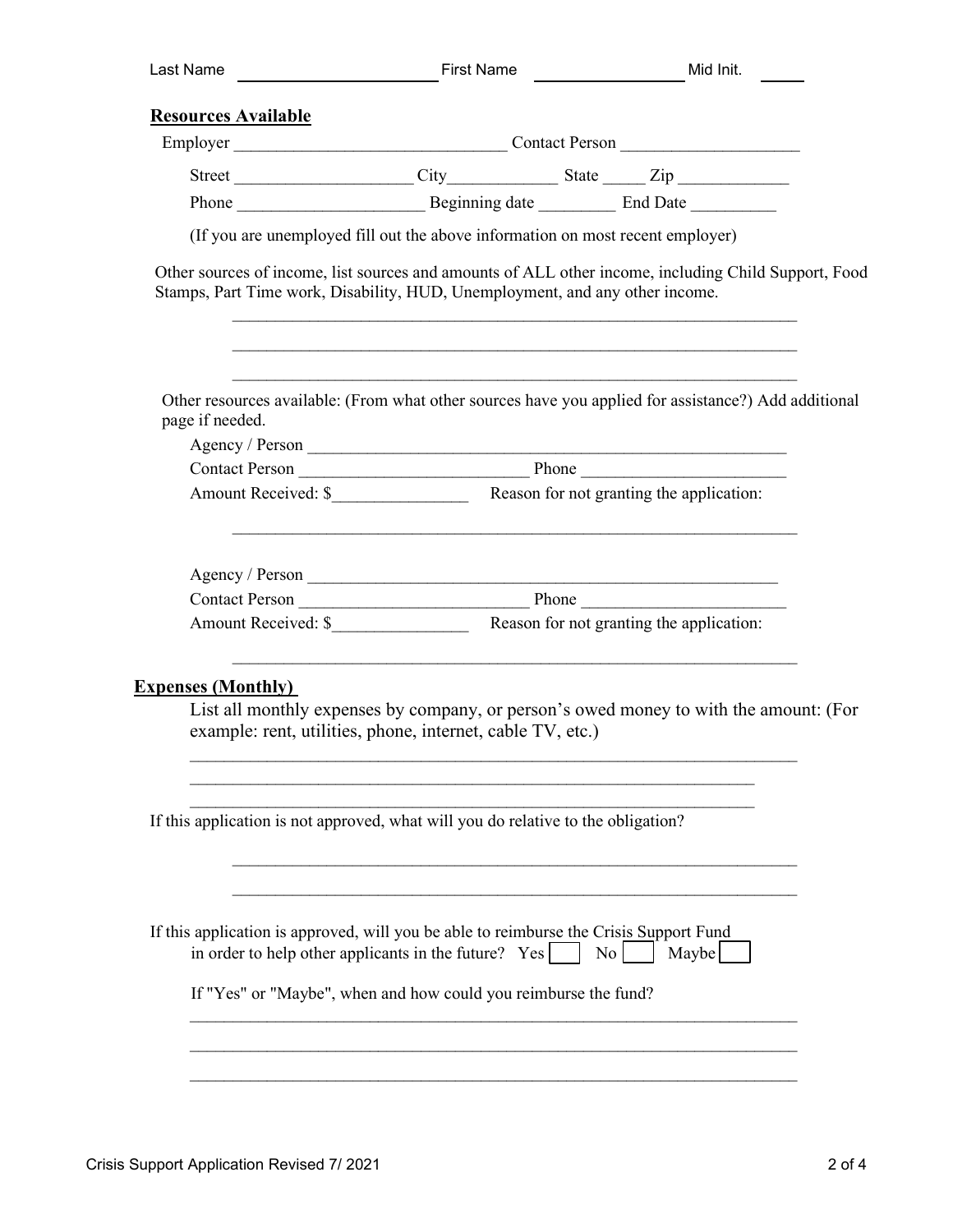Last Name ______________________ First Name ________________ Mid Init. _____

**Resources Available**

Employer _______________________________ Contact Person ____________________

Street ____________________ City____________ State _____ Zip _____________

Phone _____________________ Beginning date _________ End Date __________

(If you are unemployed fill out the above information on most recent employer)

Other sources of income, list sources and amounts of ALL other income, including Child Support, Food Stamps, Part Time work, Disability, HUD, Unemployment, and any other income.

_____________________________________________________________________

_____________________________________________________________________

_____________________________________________________________________

Other resources available: (From what other sources have you applied for assistance?) Add additional page if needed.

Agency / Person ________________________________________________________

Contact Person __________________________ Phone _______________________

Amount Received: $________________ Reason for not granting the application:

_____________________________________________________________________

Agency / Person ________________________________________________________

Contact Person __________________________ Phone _______________________

Amount Received: $________________ Reason for not granting the application:

_____________________________________________________________________

**Expenses (Monthly)**

List all monthly expenses by company, or person's owed money to with the amount: (For example: rent, utilities, phone, internet, cable TV, etc.)

_____________________________________________________________________

_____________________________________________________________________

_____________________________________________________________________

If this application is not approved, what will you do relative to the obligation?

_____________________________________________________________________

_____________________________________________________________________

If this application is approved, will you be able to reimburse the Crisis Support Fund in order to help other applicants in the future? Yes ☐ No ☐ Maybe ☐

If "Yes" or "Maybe", when and how could you reimburse the fund?

_____________________________________________________________________

_____________________________________________________________________

_____________________________________________________________________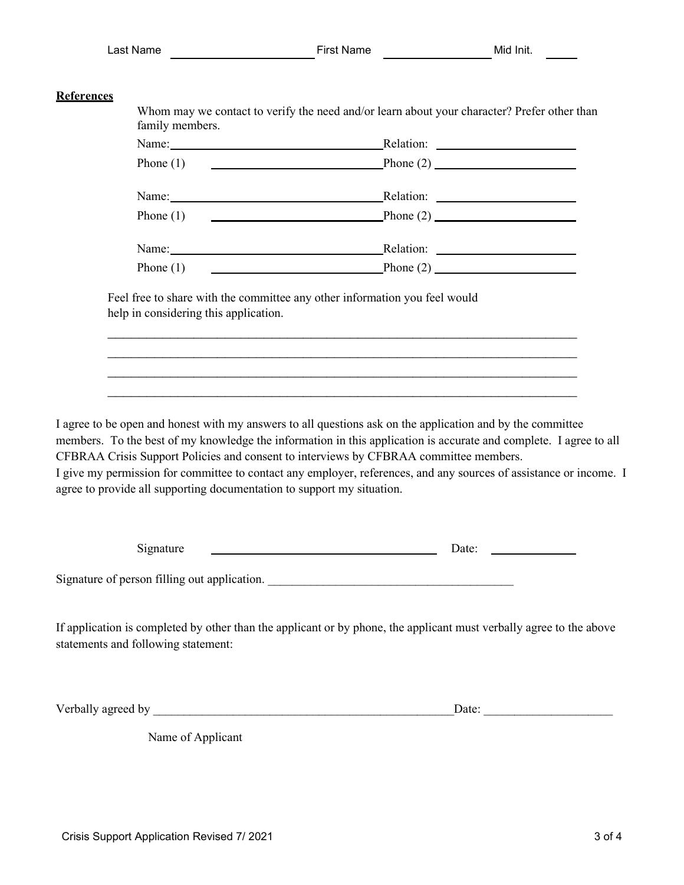Last Name ______________________ First Name ________________ Mid Init. _____

**References**

Whom may we contact to verify the need and/or learn about your character? Prefer other than family members.

Name: ________________________________ Relation: ______________________

Phone (1) ___________________________ Phone (2) ______________________

Name: ________________________________ Relation: ______________________

Phone (1) ___________________________ Phone (2) ______________________

Name: ________________________________ Relation: ______________________

Phone (1) ___________________________ Phone (2) ______________________

Feel free to share with the committee any other information you feel would help in considering this application.

_____________________________________________________________________________

_____________________________________________________________________________

_____________________________________________________________________________

_____________________________________________________________________________

I agree to be open and honest with my answers to all questions ask on the application and by the committee members. To the best of my knowledge the information in this application is accurate and complete. I agree to all CFBRAA Crisis Support Policies and consent to interviews by CFBRAA committee members.
I give my permission for committee to contact any employer, references, and any sources of assistance or income. I agree to provide all supporting documentation to support my situation.

Signature ____________________________________ Date: ______________

Signature of person filling out application. ________________________________________

If application is completed by other than the applicant or by phone, the applicant must verbally agree to the above statements and following statement:

Verbally agreed by __________________________________________________ Date: _____________________

Name of Applicant

Crisis Support Application Revised 7/ 2021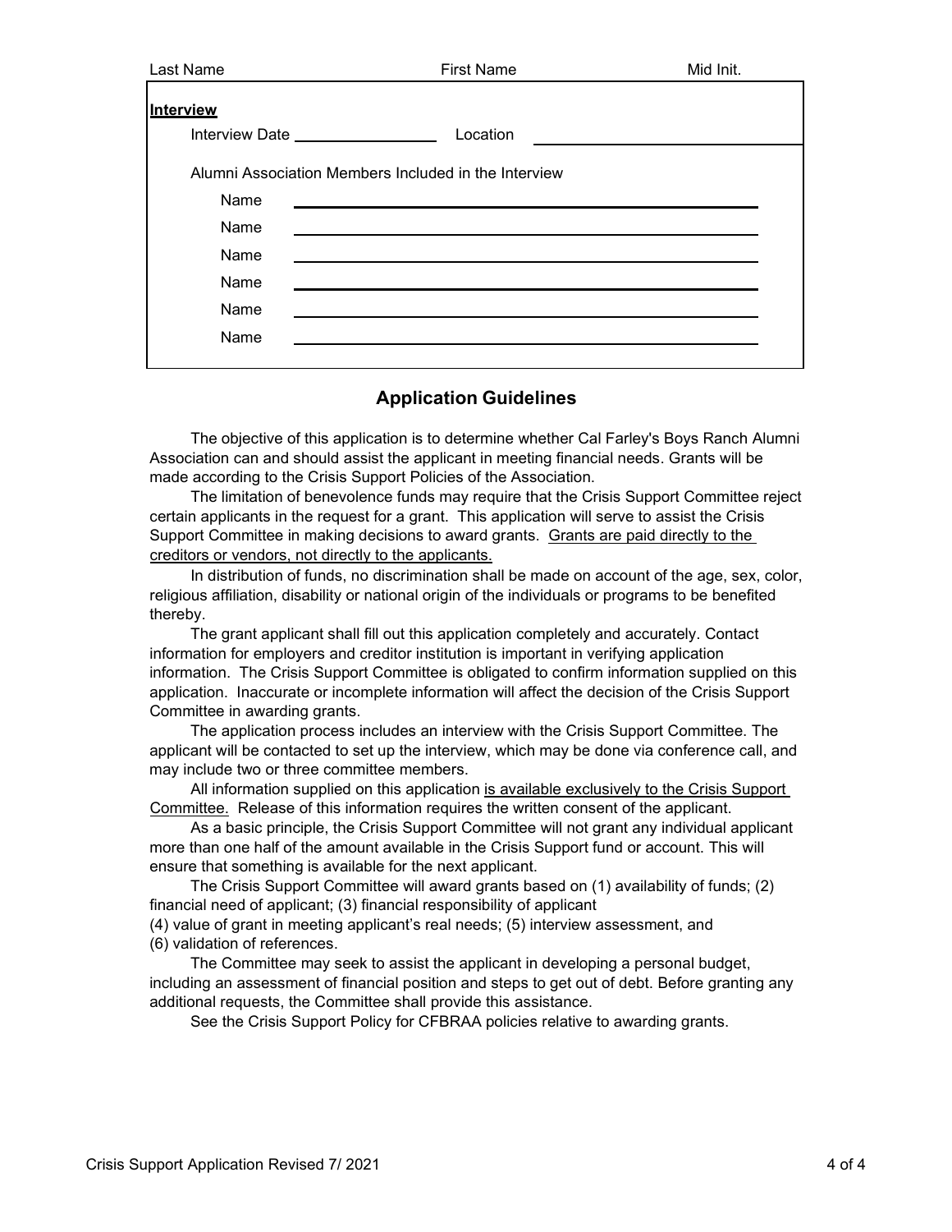Last Name First Name Mid Init.

**Interview**

Interview Date ________________ Location ________________________

Alumni Association Members Included in the Interview

Name ______________________________________________

Name ______________________________________________

Name ______________________________________________

Name ______________________________________________

Name ______________________________________________

Name ______________________________________________

## Application Guidelines

The objective of this application is to determine whether Cal Farley's Boys Ranch Alumni Association can and should assist the applicant in meeting financial needs. Grants will be made according to the Crisis Support Policies of the Association.

The limitation of benevolence funds may require that the Crisis Support Committee reject certain applicants in the request for a grant. This application will serve to assist the Crisis Support Committee in making decisions to award grants. <u>Grants are paid directly to the creditors or vendors, not directly to the applicants.</u>

In distribution of funds, no discrimination shall be made on account of the age, sex, color, religious affiliation, disability or national origin of the individuals or programs to be benefited thereby.

The grant applicant shall fill out this application completely and accurately. Contact information for employers and creditor institution is important in verifying application information. The Crisis Support Committee is obligated to confirm information supplied on this application. Inaccurate or incomplete information will affect the decision of the Crisis Support Committee in awarding grants.

The application process includes an interview with the Crisis Support Committee. The applicant will be contacted to set up the interview, which may be done via conference call, and may include two or three committee members.

All information supplied on this application <u>is available exclusively to the Crisis Support Committee.</u> Release of this information requires the written consent of the applicant.

As a basic principle, the Crisis Support Committee will not grant any individual applicant more than one half of the amount available in the Crisis Support fund or account. This will ensure that something is available for the next applicant.

The Crisis Support Committee will award grants based on (1) availability of funds; (2) financial need of applicant; (3) financial responsibility of applicant
(4) value of grant in meeting applicant's real needs; (5) interview assessment, and
(6) validation of references.

The Committee may seek to assist the applicant in developing a personal budget, including an assessment of financial position and steps to get out of debt. Before granting any additional requests, the Committee shall provide this assistance.

See the Crisis Support Policy for CFBRAA policies relative to awarding grants.

Crisis Support Application Revised 7/ 2021